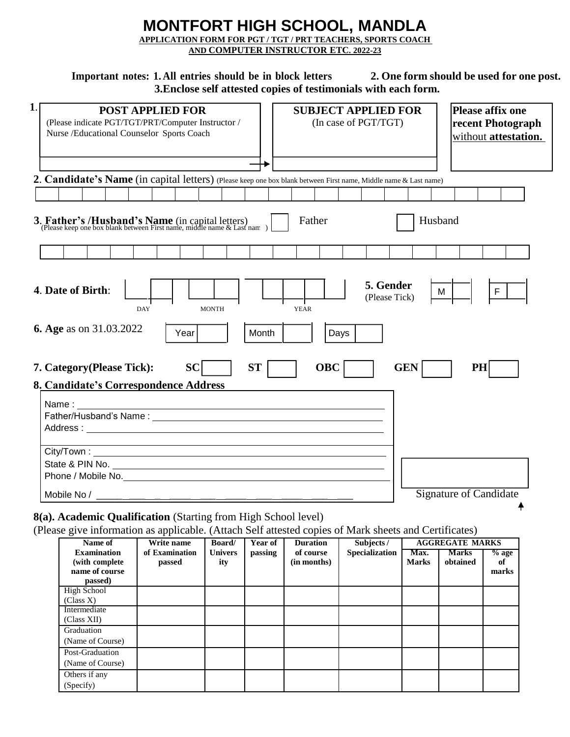# MONTFORT HIGH SCHOOL, MANDLA

**APPLICATION FORM FOR PGT / TGT / PRT TEACHERS, SPORTS COACH AND COMPUTER INSTRUCTOR ETC. 2022-23**

**Important notes: 1. All entries should be in block letters 2. One form should be used for one post. 3.Enclose self attested copies of testimonials with each form.**

| 1. **POST APPLIED FOR** (Please indicate PGT/TGT/PRT/Computer Instructor / Nurse /Educational Counselor Sports Coach | **SUBJECT APPLIED FOR** (In case of PGT/TGT) | **Please affix one recent Photograph** without **attestation.** |
|---|---|---|
| → | | |

**2. Candidate's Name** (in capital letters) (Please keep one box blank between First name, Middle name & Last name)

| | | | | | | | | | | | | | | | | | | | | | |
|---|---|---|---|---|---|---|---|---|---|---|---|---|---|---|---|---|---|---|---|---|---|

**3. Father's /Husband's Name** (in capital letters) (Please keep one box blank between First name, middle name & Last nam ) ☐ Father ☐ Husband

| | | | | | | | | | | | | | | | | | | | | | |
|---|---|---|---|---|---|---|---|---|---|---|---|---|---|---|---|---|---|---|---|---|---|

**4. Date of Birth:** ☐☐ DAY ☐☐ MONTH ☐☐☐☐ YEAR

**5. Gender** (Please Tick) M ☐ F ☐

**6. Age** as on 31.03.2022 Year ☐ Month ☐ Days ☐

**7. Category(Please Tick):** **SC** ☐ **ST** ☐ **OBC** ☐ **GEN** ☐ **PH** ☐

**8. Candidate's Correspondence Address**

Name : ____________________

Father/Husband's Name : ____________________

Address : ____________________

City/Town : ____________________

State & PIN No. ____________________

Phone / Mobile No. ____________________

Mobile No / ____________________

Signature of Candidate

**8(a). Academic Qualification** (Starting from High School level)

(Please give information as applicable. (Attach Self attested copies of Mark sheets and Certificates)

| Name of Examination (with complete name of course passed) | Write name of Examination passed | Board/ University | Year of passing | Duration of course (in months) | Subjects / Specialization | AGGREGATE MARKS | | |
|---|---|---|---|---|---|---|---|---|
| | | | | | | Max. Marks | Marks obtained | % age of marks |
| High School (Class X) | | | | | | | | |
| Intermediate (Class XII) | | | | | | | | |
| Graduation (Name of Course) | | | | | | | | |
| Post-Graduation (Name of Course) | | | | | | | | |
| Others if any (Specify) | | | | | | | | |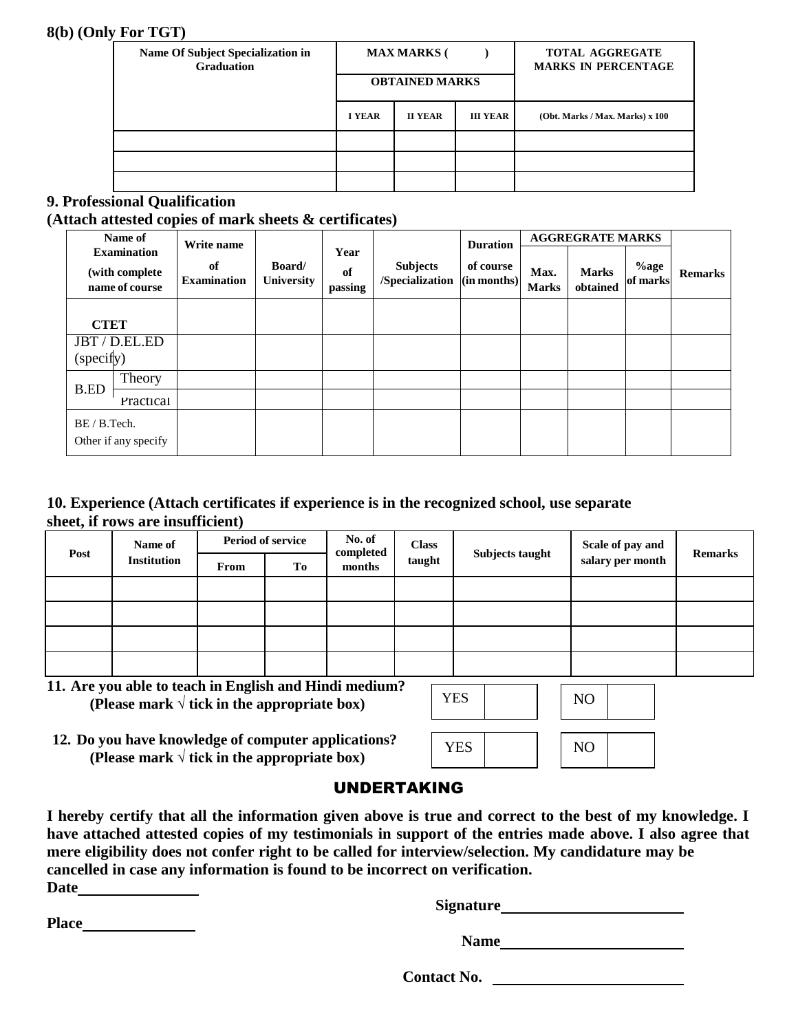**8(b) (Only For TGT)**

| Name Of Subject Specialization in Graduation | MAX MARKS ( ) OBTAINED MARKS | | | TOTAL AGGREGATE MARKS IN PERCENTAGE |
|---|---|---|---|---|
| | I YEAR | II YEAR | III YEAR | (Obt. Marks / Max. Marks) x 100 |
| | | | | |
| | | | | |
| | | | | |

**9. Professional Qualification**
**(Attach attested copies of mark sheets & certificates)**

| Name of Examination (with complete name of course | | Write name of Examination | Board/ University | Year of passing | Subjects /Specialization | Duration of course (in months) | AGGREGRATE MARKS | | | Remarks |
|---|---|---|---|---|---|---|---|---|---|---|
| | | | | | | | Max. Marks | Marks obtained | %age of marks | |
| CTET | | | | | | | | | | |
| JBT / D.EL.ED (specify) | | | | | | | | | | |
| B.ED | Theory | | | | | | | | | |
| | Practical | | | | | | | | | |
| BE / B.Tech. Other if any specify | | | | | | | | | | |

**10. Experience (Attach certificates if experience is in the recognized school, use separate sheet, if rows are insufficient)**

| Post | Name of Institution | Period of service | | No. of completed months | Class taught | Subjects taught | Scale of pay and salary per month | Remarks |
|---|---|---|---|---|---|---|---|---|
| | | From | To | | | | | |
| | | | | | | | | |
| | | | | | | | | |
| | | | | | | | | |
| | | | | | | | | |

**11. Are you able to teach in English and Hindi medium? (Please mark √ tick in the appropriate box)** YES ☐ NO ☐

**12. Do you have knowledge of computer applications? (Please mark √ tick in the appropriate box)** YES ☐ NO ☐

## UNDERTAKING

**I hereby certify that all the information given above is true and correct to the best of my knowledge. I have attached attested copies of my testimonials in support of the entries made above. I also agree that mere eligibility does not confer right to be called for interview/selection. My candidature may be cancelled in case any information is found to be incorrect on verification.**

**Date**\_\_\_\_\_\_\_\_\_\_\_\_\_\_\_

**Signature**\_\_\_\_\_\_\_\_\_\_\_\_\_\_\_\_\_\_\_\_\_\_

**Place**\_\_\_\_\_\_\_\_\_\_\_\_\_\_

**Name**\_\_\_\_\_\_\_\_\_\_\_\_\_\_\_\_\_\_\_\_\_\_

**Contact No.** \_\_\_\_\_\_\_\_\_\_\_\_\_\_\_\_\_\_\_\_\_\_